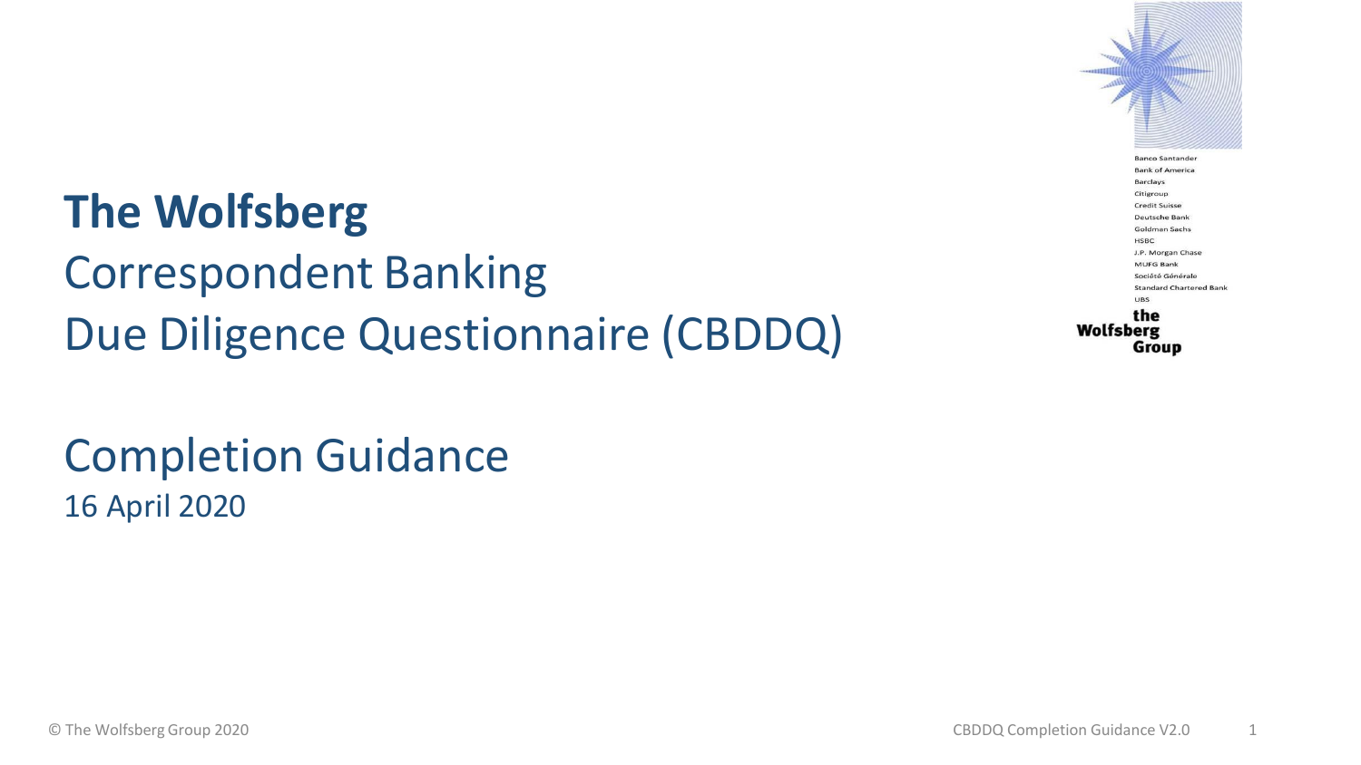# The Wolfsberg

## Correspondent Banking Due Diligence Questionnaire (CBDDQ)

## Completion Guidance

16 April 2020

Banco Santander
Bank of America
Barclays
Citigroup
Credit Suisse
Deutsche Bank
Goldman Sachs
HSBC
J.P. Morgan Chase
MUFG Bank
Société Générale
Standard Chartered Bank
UBS

the Wolfsberg Group

© The Wolfsberg Group 2020

CBDDQ Completion Guidance V2.0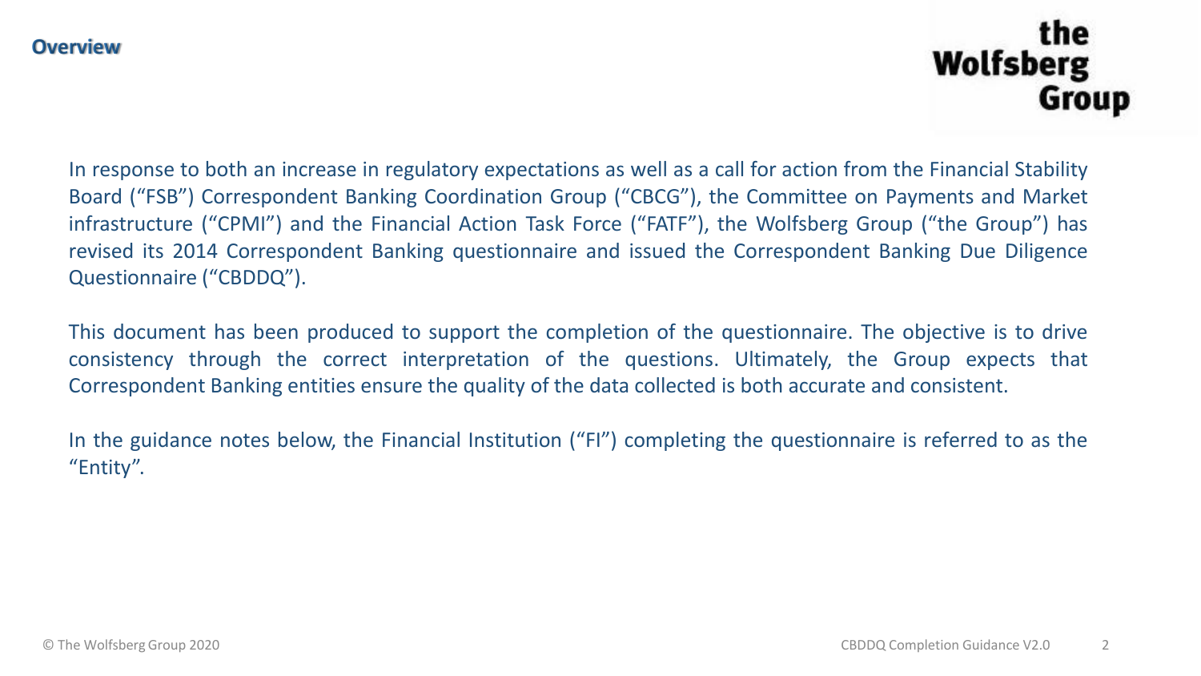## Overview

In response to both an increase in regulatory expectations as well as a call for action from the Financial Stability Board ("FSB") Correspondent Banking Coordination Group ("CBCG"), the Committee on Payments and Market infrastructure ("CPMI") and the Financial Action Task Force ("FATF"), the Wolfsberg Group ("the Group") has revised its 2014 Correspondent Banking questionnaire and issued the Correspondent Banking Due Diligence Questionnaire ("CBDDQ").

This document has been produced to support the completion of the questionnaire. The objective is to drive consistency through the correct interpretation of the questions. Ultimately, the Group expects that Correspondent Banking entities ensure the quality of the data collected is both accurate and consistent.

In the guidance notes below, the Financial Institution ("FI") completing the questionnaire is referred to as the "Entity".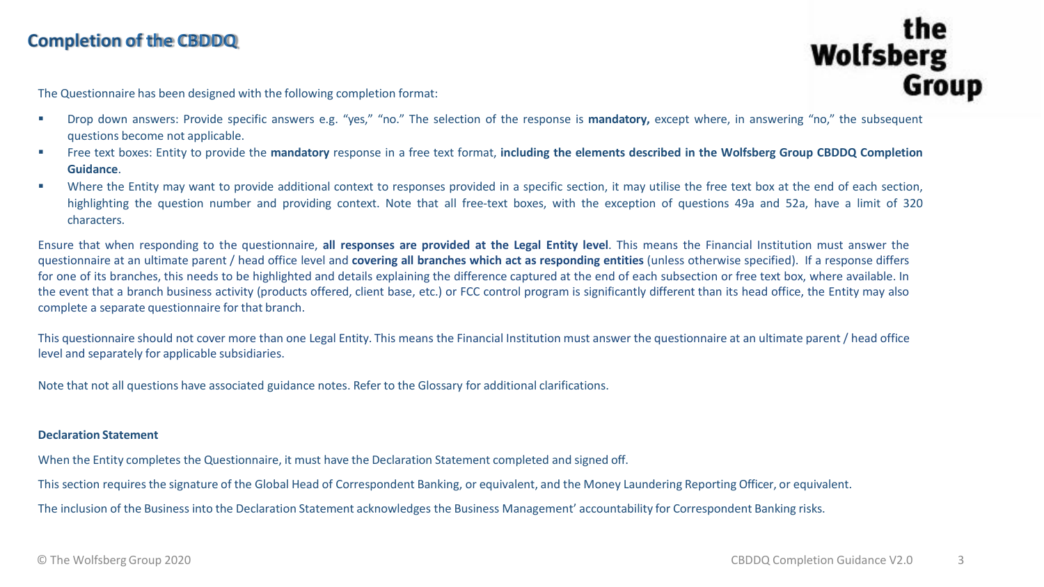## Completion of the CBDDQ

The Questionnaire has been designed with the following completion format:

- Drop down answers: Provide specific answers e.g. "yes," "no." The selection of the response is **mandatory,** except where, in answering "no," the subsequent questions become not applicable.
- Free text boxes: Entity to provide the **mandatory** response in a free text format, **including the elements described in the Wolfsberg Group CBDDQ Completion Guidance**.
- Where the Entity may want to provide additional context to responses provided in a specific section, it may utilise the free text box at the end of each section, highlighting the question number and providing context. Note that all free-text boxes, with the exception of questions 49a and 52a, have a limit of 320 characters.

Ensure that when responding to the questionnaire, **all responses are provided at the Legal Entity level**. This means the Financial Institution must answer the questionnaire at an ultimate parent / head office level and **covering all branches which act as responding entities** (unless otherwise specified). If a response differs for one of its branches, this needs to be highlighted and details explaining the difference captured at the end of each subsection or free text box, where available. In the event that a branch business activity (products offered, client base, etc.) or FCC control program is significantly different than its head office, the Entity may also complete a separate questionnaire for that branch.

This questionnaire should not cover more than one Legal Entity. This means the Financial Institution must answer the questionnaire at an ultimate parent / head office level and separately for applicable subsidiaries.

Note that not all questions have associated guidance notes. Refer to the Glossary for additional clarifications.

**Declaration Statement**

When the Entity completes the Questionnaire, it must have the Declaration Statement completed and signed off.

This section requires the signature of the Global Head of Correspondent Banking, or equivalent, and the Money Laundering Reporting Officer, or equivalent.

The inclusion of the Business into the Declaration Statement acknowledges the Business Management' accountability for Correspondent Banking risks.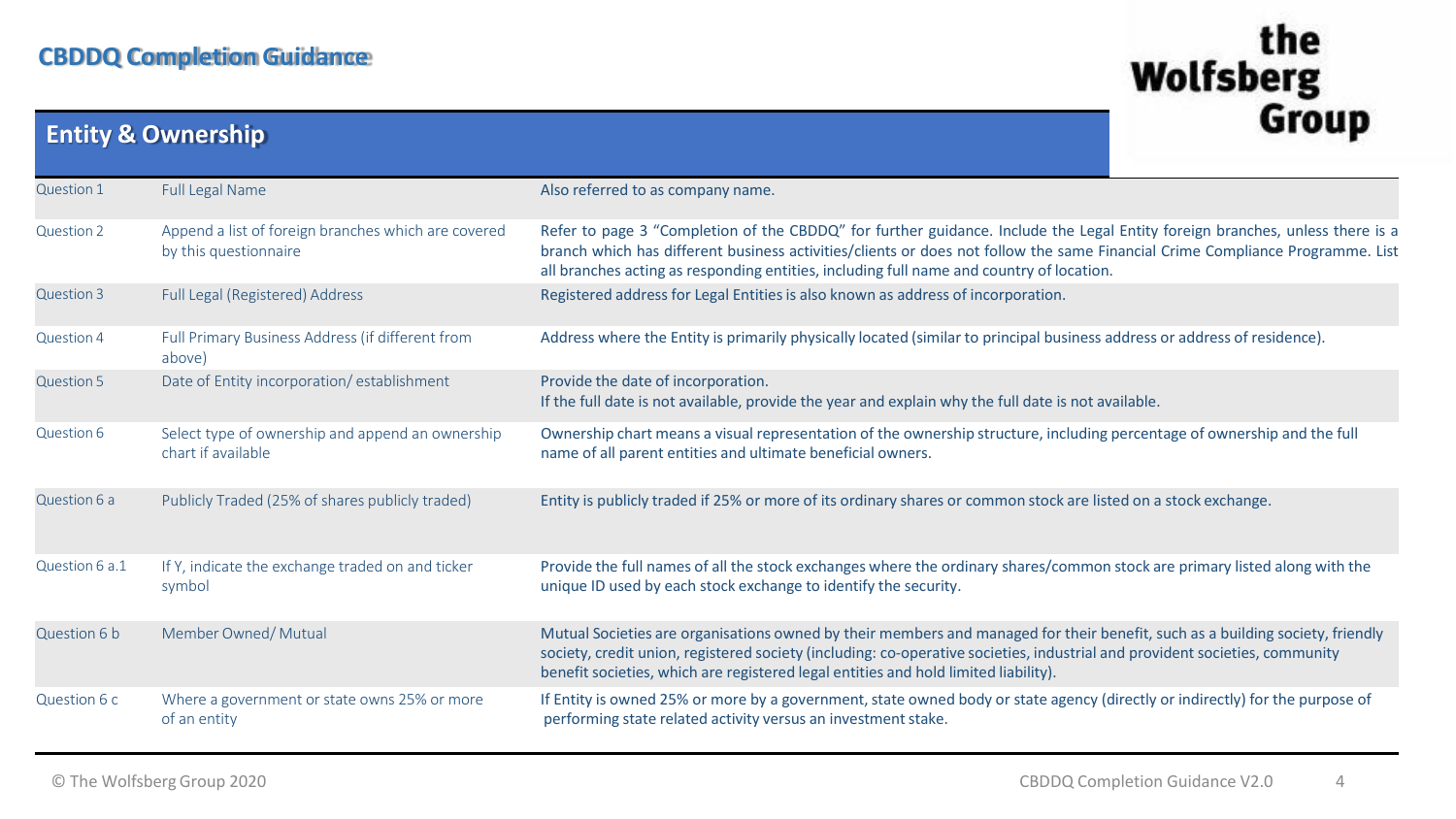## CBDDQ Completion Guidance

### Entity & Ownership

| | | |
|---|---|---|
| Question 1 | Full Legal Name | Also referred to as company name. |
| Question 2 | Append a list of foreign branches which are covered by this questionnaire | Refer to page 3 "Completion of the CBDDQ" for further guidance. Include the Legal Entity foreign branches, unless there is a branch which has different business activities/clients or does not follow the same Financial Crime Compliance Programme. List all branches acting as responding entities, including full name and country of location. |
| Question 3 | Full Legal (Registered) Address | Registered address for Legal Entities is also known as address of incorporation. |
| Question 4 | Full Primary Business Address (if different from above) | Address where the Entity is primarily physically located (similar to principal business address or address of residence). |
| Question 5 | Date of Entity incorporation/ establishment | Provide the date of incorporation.<br>If the full date is not available, provide the year and explain why the full date is not available. |
| Question 6 | Select type of ownership and append an ownership chart if available | Ownership chart means a visual representation of the ownership structure, including percentage of ownership and the full name of all parent entities and ultimate beneficial owners. |
| Question 6 a | Publicly Traded (25% of shares publicly traded) | Entity is publicly traded if 25% or more of its ordinary shares or common stock are listed on a stock exchange. |
| Question 6 a.1 | If Y, indicate the exchange traded on and ticker symbol | Provide the full names of all the stock exchanges where the ordinary shares/common stock are primary listed along with the unique ID used by each stock exchange to identify the security. |
| Question 6 b | Member Owned/ Mutual | Mutual Societies are organisations owned by their members and managed for their benefit, such as a building society, friendly society, credit union, registered society (including: co-operative societies, industrial and provident societies, community benefit societies, which are registered legal entities and hold limited liability). |
| Question 6 c | Where a government or state owns 25% or more of an entity | If Entity is owned 25% or more by a government, state owned body or state agency (directly or indirectly) for the purpose of performing state related activity versus an investment stake. |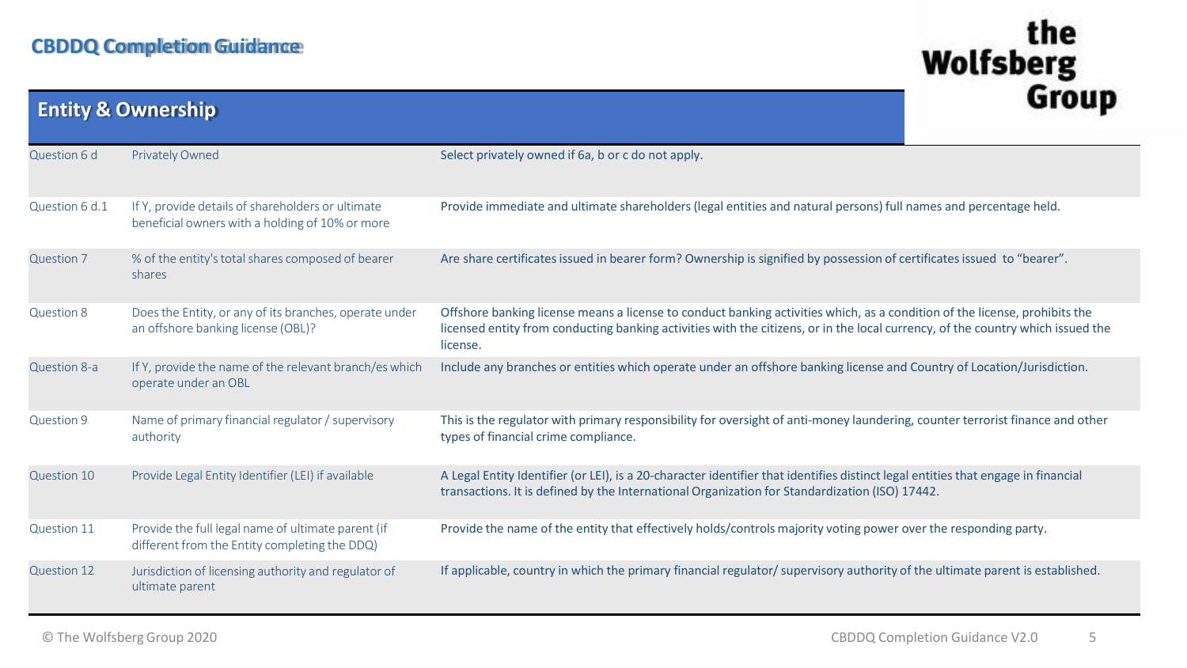## CBDDQ Completion Guidance

### Entity & Ownership

| | | |
|---|---|---|
| Question 6 d | Privately Owned | Select privately owned if 6a, b or c do not apply. |
| Question 6 d.1 | If Y, provide details of shareholders or ultimate beneficial owners with a holding of 10% or more | Provide immediate and ultimate shareholders (legal entities and natural persons) full names and percentage held. |
| Question 7 | % of the entity's total shares composed of bearer shares | Are share certificates issued in bearer form? Ownership is signified by possession of certificates issued to "bearer". |
| Question 8 | Does the Entity, or any of its branches, operate under an offshore banking license (OBL)? | Offshore banking license means a license to conduct banking activities which, as a condition of the license, prohibits the licensed entity from conducting banking activities with the citizens, or in the local currency, of the country which issued the license. |
| Question 8-a | If Y, provide the name of the relevant branch/es which operate under an OBL | Include any branches or entities which operate under an offshore banking license and Country of Location/Jurisdiction. |
| Question 9 | Name of primary financial regulator / supervisory authority | This is the regulator with primary responsibility for oversight of anti-money laundering, counter terrorist finance and other types of financial crime compliance. |
| Question 10 | Provide Legal Entity Identifier (LEI) if available | A Legal Entity Identifier (or LEI), is a 20-character identifier that identifies distinct legal entities that engage in financial transactions. It is defined by the International Organization for Standardization (ISO) 17442. |
| Question 11 | Provide the full legal name of ultimate parent (if different from the Entity completing the DDQ) | Provide the name of the entity that effectively holds/controls majority voting power over the responding party. |
| Question 12 | Jurisdiction of licensing authority and regulator of ultimate parent | If applicable, country in which the primary financial regulator/ supervisory authority of the ultimate parent is established. |

© The Wolfsberg Group 2020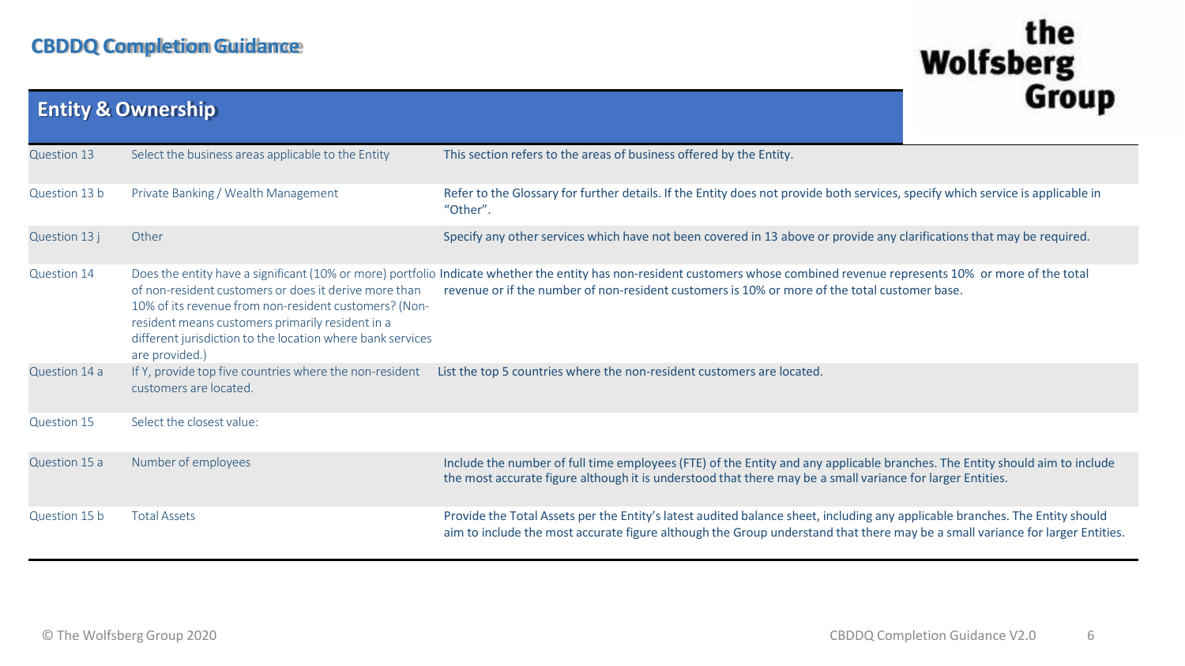## CBDDQ Completion Guidance

### Entity & Ownership

| | | |
|---|---|---|
| Question 13 | Select the business areas applicable to the Entity | This section refers to the areas of business offered by the Entity. |
| Question 13 b | Private Banking / Wealth Management | Refer to the Glossary for further details. If the Entity does not provide both services, specify which service is applicable in “Other”. |
| Question 13 j | Other | Specify any other services which have not been covered in 13 above or provide any clarifications that may be required. |
| Question 14 | Does the entity have a significant (10% or more) portfolio of non-resident customers or does it derive more than 10% of its revenue from non-resident customers? (Non-resident means customers primarily resident in a different jurisdiction to the location where bank services are provided.) | Indicate whether the entity has non-resident customers whose combined revenue represents 10% or more of the total revenue or if the number of non-resident customers is 10% or more of the total customer base. |
| Question 14 a | If Y, provide top five countries where the non-resident customers are located. | List the top 5 countries where the non-resident customers are located. |
| Question 15 | Select the closest value: | |
| Question 15 a | Number of employees | Include the number of full time employees (FTE) of the Entity and any applicable branches. The Entity should aim to include the most accurate figure although it is understood that there may be a small variance for larger Entities. |
| Question 15 b | Total Assets | Provide the Total Assets per the Entity’s latest audited balance sheet, including any applicable branches. The Entity should aim to include the most accurate figure although the Group understand that there may be a small variance for larger Entities. |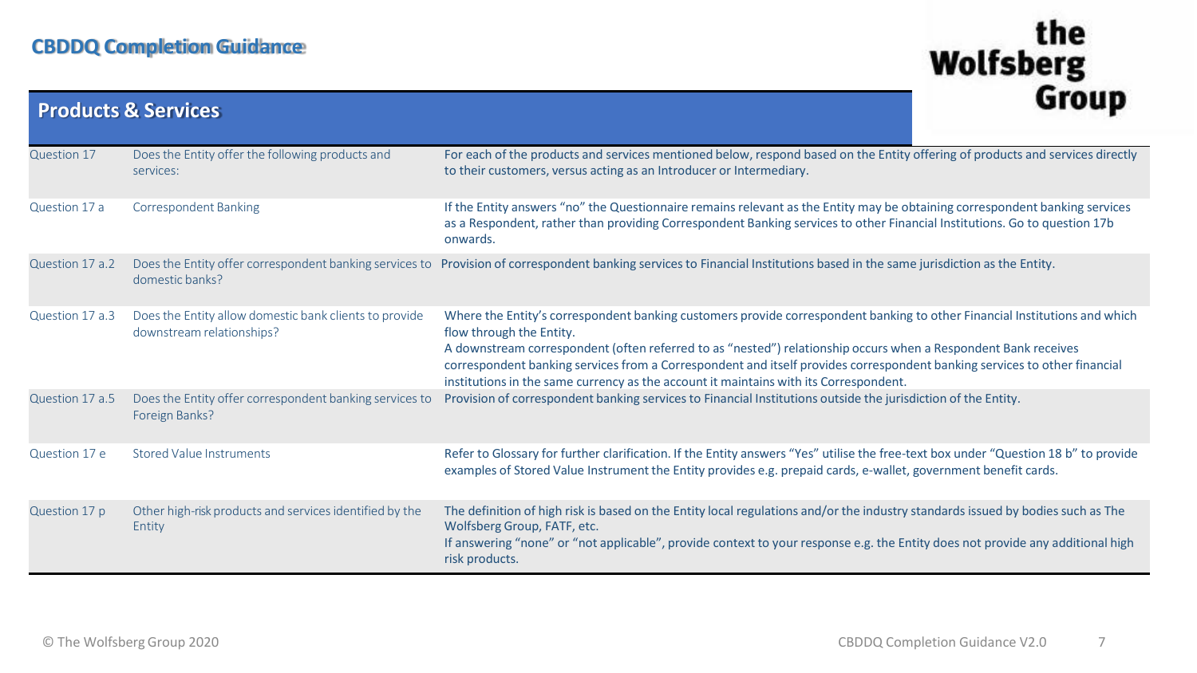## Products & Services

| Question | | Guidance |
|---|---|---|
| Question 17 | Does the Entity offer the following products and services: | For each of the products and services mentioned below, respond based on the Entity offering of products and services directly to their customers, versus acting as an Introducer or Intermediary. |
| Question 17 a | Correspondent Banking | If the Entity answers "no" the Questionnaire remains relevant as the Entity may be obtaining correspondent banking services as a Respondent, rather than providing Correspondent Banking services to other Financial Institutions. Go to question 17b onwards. |
| Question 17 a.2 | Does the Entity offer correspondent banking services to domestic banks? | Provision of correspondent banking services to Financial Institutions based in the same jurisdiction as the Entity. |
| Question 17 a.3 | Does the Entity allow domestic bank clients to provide downstream relationships? | Where the Entity's correspondent banking customers provide correspondent banking to other Financial Institutions and which flow through the Entity.<br>A downstream correspondent (often referred to as "nested") relationship occurs when a Respondent Bank receives correspondent banking services from a Correspondent and itself provides correspondent banking services to other financial institutions in the same currency as the account it maintains with its Correspondent. |
| Question 17 a.5 | Does the Entity offer correspondent banking services to Foreign Banks? | Provision of correspondent banking services to Financial Institutions outside the jurisdiction of the Entity. |
| Question 17 e | Stored Value Instruments | Refer to Glossary for further clarification. If the Entity answers "Yes" utilise the free-text box under "Question 18 b" to provide examples of Stored Value Instrument the Entity provides e.g. prepaid cards, e-wallet, government benefit cards. |
| Question 17 p | Other high-risk products and services identified by the Entity | The definition of high risk is based on the Entity local regulations and/or the industry standards issued by bodies such as The Wolfsberg Group, FATF, etc.<br>If answering "none" or "not applicable", provide context to your response e.g. the Entity does not provide any additional high risk products. |

© The Wolfsberg Group 2020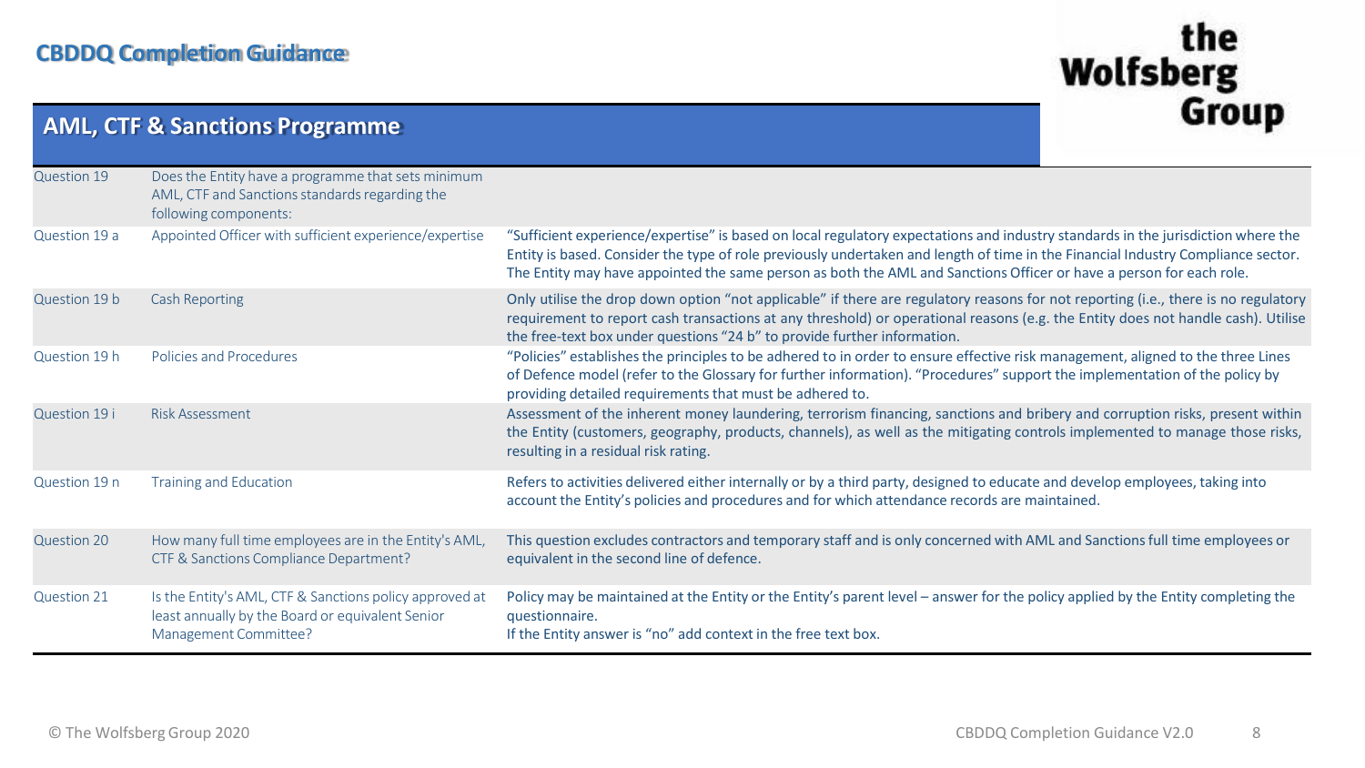## CBDDQ Completion Guidance

## AML, CTF & Sanctions Programme

| Question | Text | Guidance |
|---|---|---|
| Question 19 | Does the Entity have a programme that sets minimum AML, CTF and Sanctions standards regarding the following components: | |
| Question 19 a | Appointed Officer with sufficient experience/expertise | "Sufficient experience/expertise" is based on local regulatory expectations and industry standards in the jurisdiction where the Entity is based. Consider the type of role previously undertaken and length of time in the Financial Industry Compliance sector. The Entity may have appointed the same person as both the AML and Sanctions Officer or have a person for each role. |
| Question 19 b | Cash Reporting | Only utilise the drop down option "not applicable" if there are regulatory reasons for not reporting (i.e., there is no regulatory requirement to report cash transactions at any threshold) or operational reasons (e.g. the Entity does not handle cash). Utilise the free-text box under questions "24 b" to provide further information. |
| Question 19 h | Policies and Procedures | "Policies" establishes the principles to be adhered to in order to ensure effective risk management, aligned to the three Lines of Defence model (refer to the Glossary for further information). "Procedures" support the implementation of the policy by providing detailed requirements that must be adhered to. |
| Question 19 i | Risk Assessment | Assessment of the inherent money laundering, terrorism financing, sanctions and bribery and corruption risks, present within the Entity (customers, geography, products, channels), as well as the mitigating controls implemented to manage those risks, resulting in a residual risk rating. |
| Question 19 n | Training and Education | Refers to activities delivered either internally or by a third party, designed to educate and develop employees, taking into account the Entity's policies and procedures and for which attendance records are maintained. |
| Question 20 | How many full time employees are in the Entity's AML, CTF & Sanctions Compliance Department? | This question excludes contractors and temporary staff and is only concerned with AML and Sanctions full time employees or equivalent in the second line of defence. |
| Question 21 | Is the Entity's AML, CTF & Sanctions policy approved at least annually by the Board or equivalent Senior Management Committee? | Policy may be maintained at the Entity or the Entity's parent level – answer for the policy applied by the Entity completing the questionnaire.<br>If the Entity answer is "no" add context in the free text box. |

© The Wolfsberg Group 2020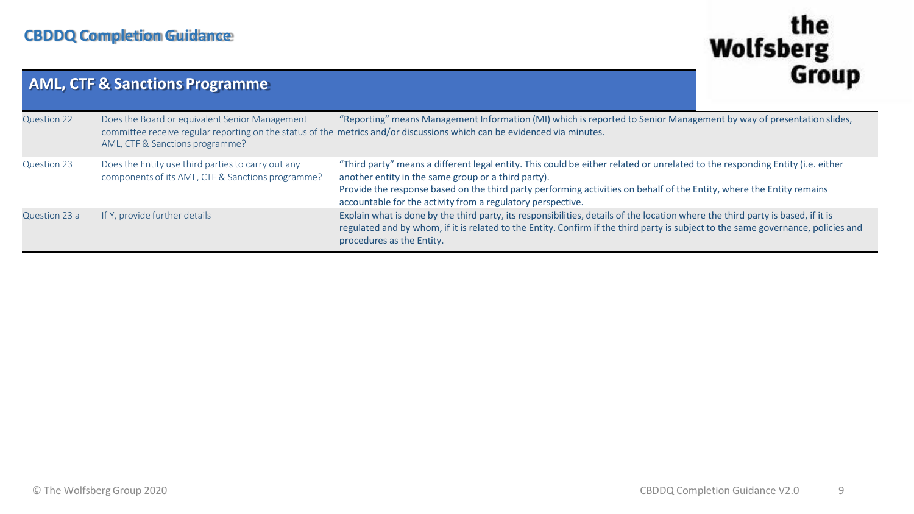## AML, CTF & Sanctions Programme

| | | |
|---|---|---|
| Question 22 | Does the Board or equivalent Senior Management committee receive regular reporting on the status of the AML, CTF & Sanctions programme? | "Reporting" means Management Information (MI) which is reported to Senior Management by way of presentation slides, metrics and/or discussions which can be evidenced via minutes. |
| Question 23 | Does the Entity use third parties to carry out any components of its AML, CTF & Sanctions programme? | "Third party" means a different legal entity. This could be either related or unrelated to the responding Entity (i.e. either another entity in the same group or a third party).<br>Provide the response based on the third party performing activities on behalf of the Entity, where the Entity remains accountable for the activity from a regulatory perspective. |
| Question 23 a | If Y, provide further details | Explain what is done by the third party, its responsibilities, details of the location where the third party is based, if it is regulated and by whom, if it is related to the Entity. Confirm if the third party is subject to the same governance, policies and procedures as the Entity. |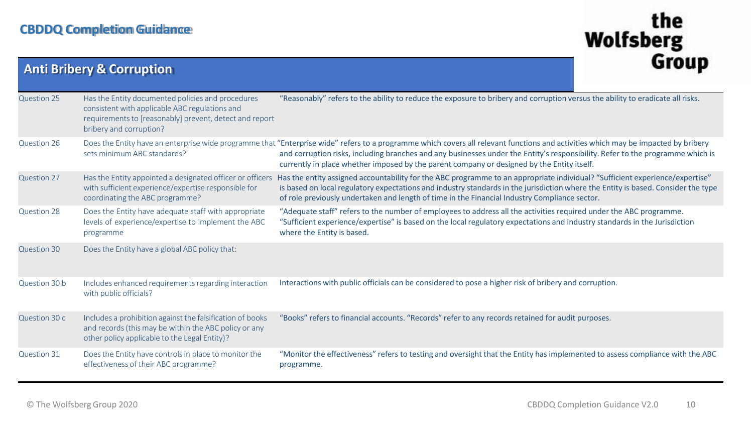## CBDDQ Completion Guidance

### Anti Bribery & Corruption

| Question | Text | Guidance |
|---|---|---|
| Question 25 | Has the Entity documented policies and procedures consistent with applicable ABC regulations and requirements to [reasonably] prevent, detect and report bribery and corruption? | "Reasonably" refers to the ability to reduce the exposure to bribery and corruption versus the ability to eradicate all risks. |
| Question 26 | Does the Entity have an enterprise wide programme that sets minimum ABC standards? | "Enterprise wide" refers to a programme which covers all relevant functions and activities which may be impacted by bribery and corruption risks, including branches and any businesses under the Entity's responsibility. Refer to the programme which is currently in place whether imposed by the parent company or designed by the Entity itself. |
| Question 27 | Has the Entity appointed a designated officer or officers with sufficient experience/expertise responsible for coordinating the ABC programme? | Has the entity assigned accountability for the ABC programme to an appropriate individual? "Sufficient experience/expertise" is based on local regulatory expectations and industry standards in the jurisdiction where the Entity is based. Consider the type of role previously undertaken and length of time in the Financial Industry Compliance sector. |
| Question 28 | Does the Entity have adequate staff with appropriate levels of experience/expertise to implement the ABC programme | "Adequate staff" refers to the number of employees to address all the activities required under the ABC programme. "Sufficient experience/expertise" is based on the local regulatory expectations and industry standards in the Jurisdiction where the Entity is based. |
| Question 30 | Does the Entity have a global ABC policy that: | |
| Question 30 b | Includes enhanced requirements regarding interaction with public officials? | Interactions with public officials can be considered to pose a higher risk of bribery and corruption. |
| Question 30 c | Includes a prohibition against the falsification of books and records (this may be within the ABC policy or any other policy applicable to the Legal Entity)? | "Books" refers to financial accounts. "Records" refer to any records retained for audit purposes. |
| Question 31 | Does the Entity have controls in place to monitor the effectiveness of their ABC programme? | "Monitor the effectiveness" refers to testing and oversight that the Entity has implemented to assess compliance with the ABC programme. |

© The Wolfsberg Group 2020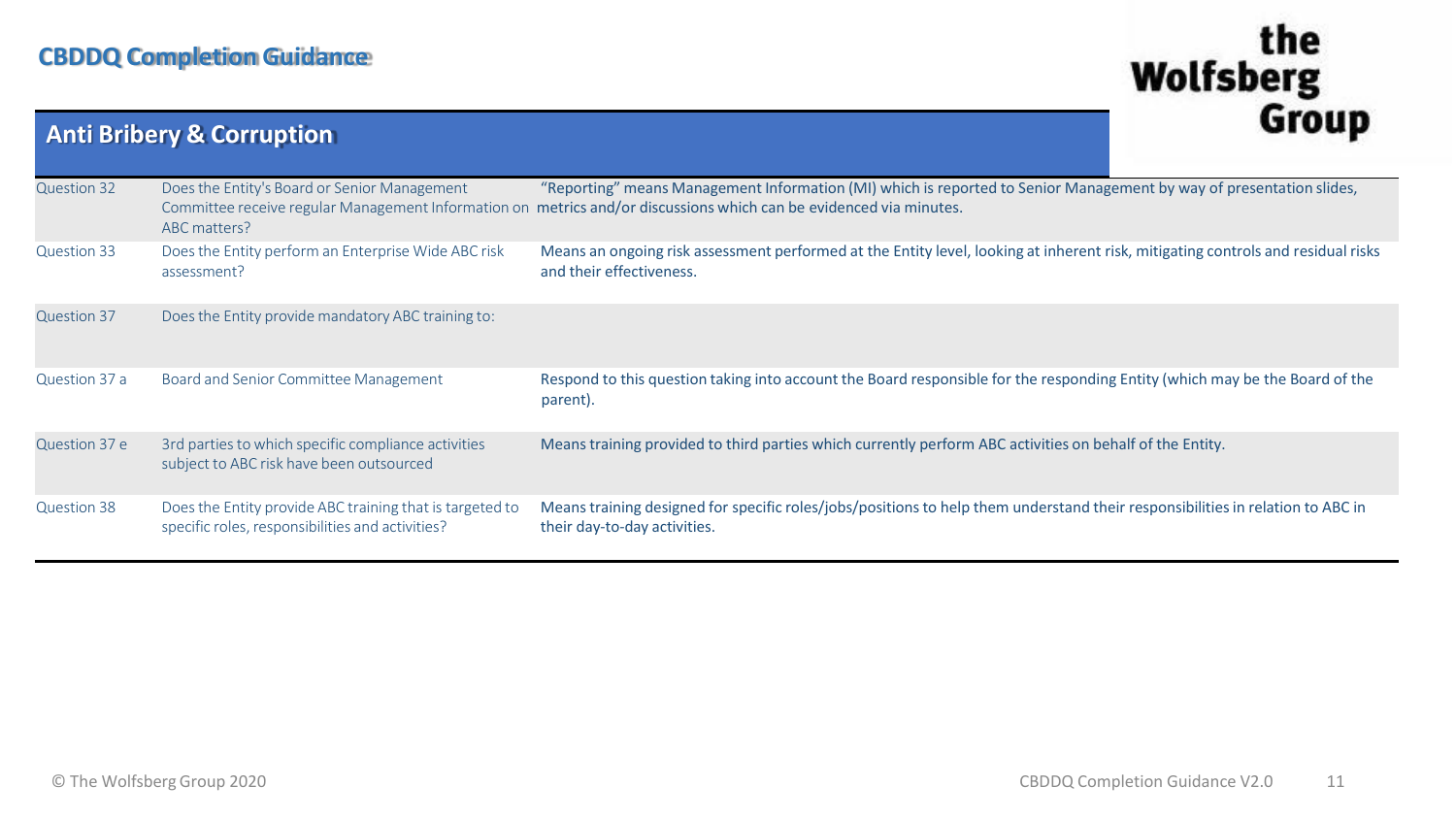## Anti Bribery & Corruption

| | | |
|---|---|---|
| Question 32 | Does the Entity's Board or Senior Management Committee receive regular Management Information on ABC matters? | "Reporting" means Management Information (MI) which is reported to Senior Management by way of presentation slides, metrics and/or discussions which can be evidenced via minutes. |
| Question 33 | Does the Entity perform an Enterprise Wide ABC risk assessment? | Means an ongoing risk assessment performed at the Entity level, looking at inherent risk, mitigating controls and residual risks and their effectiveness. |
| Question 37 | Does the Entity provide mandatory ABC training to: | |
| Question 37 a | Board and Senior Committee Management | Respond to this question taking into account the Board responsible for the responding Entity (which may be the Board of the parent). |
| Question 37 e | 3rd parties to which specific compliance activities subject to ABC risk have been outsourced | Means training provided to third parties which currently perform ABC activities on behalf of the Entity. |
| Question 38 | Does the Entity provide ABC training that is targeted to specific roles, responsibilities and activities? | Means training designed for specific roles/jobs/positions to help them understand their responsibilities in relation to ABC in their day-to-day activities. |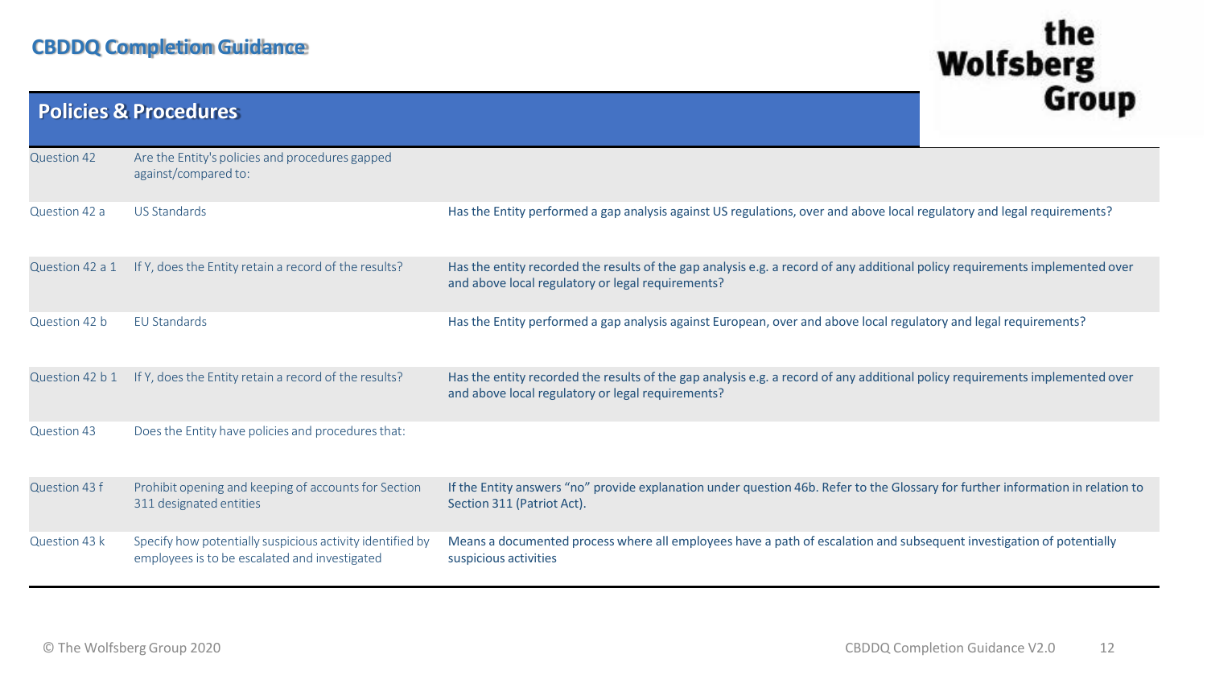## CBDDQ Completion Guidance

### Policies & Procedures

| | | |
|---|---|---|
| Question 42 | Are the Entity's policies and procedures gapped against/compared to: | |
| Question 42 a | US Standards | Has the Entity performed a gap analysis against US regulations, over and above local regulatory and legal requirements? |
| Question 42 a 1 | If Y, does the Entity retain a record of the results? | Has the entity recorded the results of the gap analysis e.g. a record of any additional policy requirements implemented over and above local regulatory or legal requirements? |
| Question 42 b | EU Standards | Has the Entity performed a gap analysis against European, over and above local regulatory and legal requirements? |
| Question 42 b 1 | If Y, does the Entity retain a record of the results? | Has the entity recorded the results of the gap analysis e.g. a record of any additional policy requirements implemented over and above local regulatory or legal requirements? |
| Question 43 | Does the Entity have policies and procedures that: | |
| Question 43 f | Prohibit opening and keeping of accounts for Section 311 designated entities | If the Entity answers "no" provide explanation under question 46b. Refer to the Glossary for further information in relation to Section 311 (Patriot Act). |
| Question 43 k | Specify how potentially suspicious activity identified by employees is to be escalated and investigated | Means a documented process where all employees have a path of escalation and subsequent investigation of potentially suspicious activities |

© The Wolfsberg Group 2020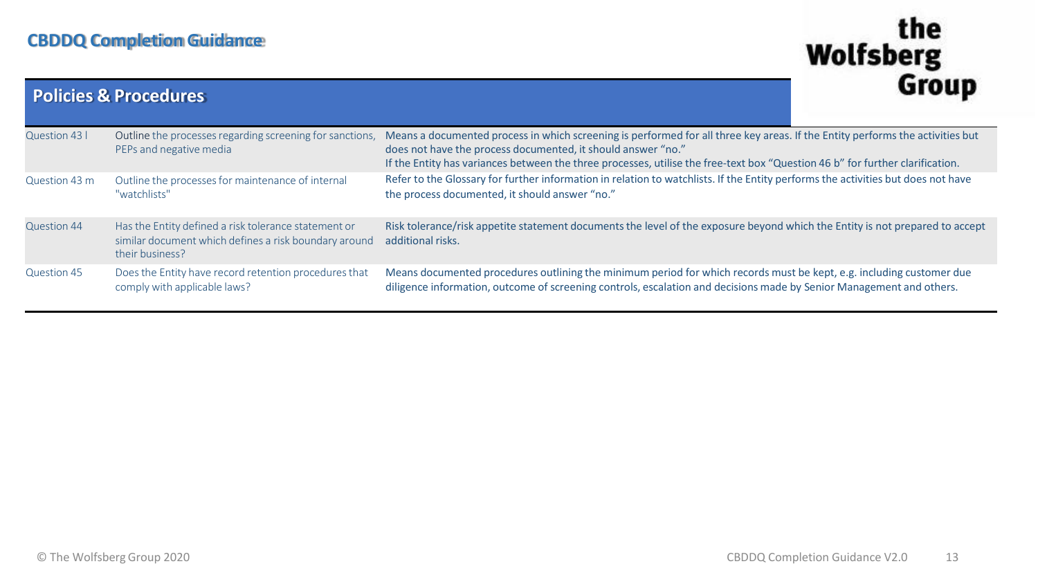## CBDDQ Completion Guidance

### Policies & Procedures

| | | |
|---|---|---|
| Question 43 l | Outline the processes regarding screening for sanctions, PEPs and negative media | Means a documented process in which screening is performed for all three key areas. If the Entity performs the activities but does not have the process documented, it should answer "no." If the Entity has variances between the three processes, utilise the free-text box "Question 46 b" for further clarification. |
| Question 43 m | Outline the processes for maintenance of internal "watchlists" | Refer to the Glossary for further information in relation to watchlists. If the Entity performs the activities but does not have the process documented, it should answer "no." |
| Question 44 | Has the Entity defined a risk tolerance statement or similar document which defines a risk boundary around their business? | Risk tolerance/risk appetite statement documents the level of the exposure beyond which the Entity is not prepared to accept additional risks. |
| Question 45 | Does the Entity have record retention procedures that comply with applicable laws? | Means documented procedures outlining the minimum period for which records must be kept, e.g. including customer due diligence information, outcome of screening controls, escalation and decisions made by Senior Management and others. |

© The Wolfsberg Group 2020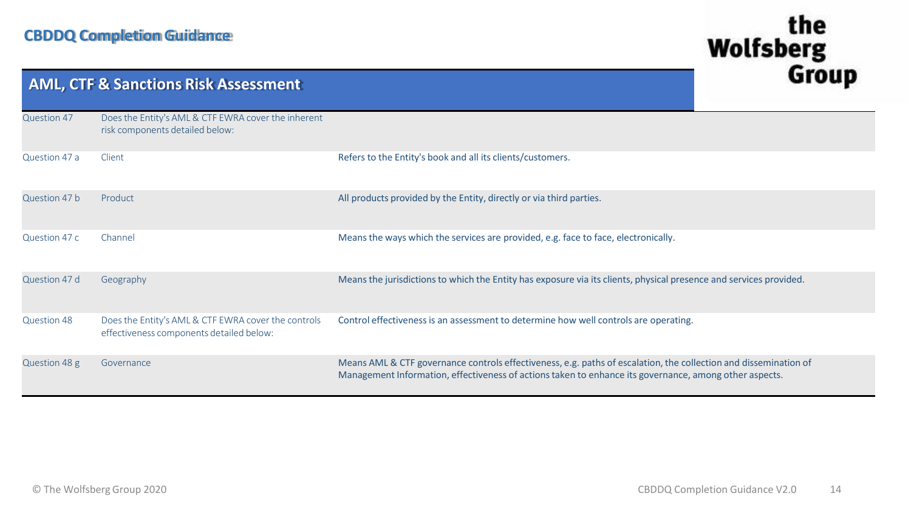## CBDDQ Completion Guidance

### AML, CTF & Sanctions Risk Assessment

| | | |
|---|---|---|
| Question 47 | Does the Entity's AML & CTF EWRA cover the inherent risk components detailed below: | |
| Question 47 a | Client | Refers to the Entity's book and all its clients/customers. |
| Question 47 b | Product | All products provided by the Entity, directly or via third parties. |
| Question 47 c | Channel | Means the ways which the services are provided, e.g. face to face, electronically. |
| Question 47 d | Geography | Means the jurisdictions to which the Entity has exposure via its clients, physical presence and services provided. |
| Question 48 | Does the Entity's AML & CTF EWRA cover the controls effectiveness components detailed below: | Control effectiveness is an assessment to determine how well controls are operating. |
| Question 48 g | Governance | Means AML & CTF governance controls effectiveness, e.g. paths of escalation, the collection and dissemination of Management Information, effectiveness of actions taken to enhance its governance, among other aspects. |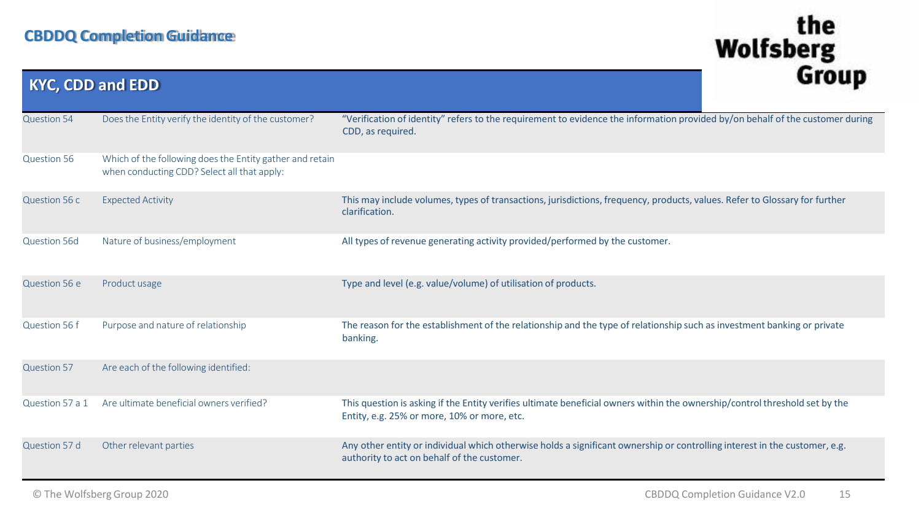# CBDDQ Completion Guidance

## KYC, CDD and EDD

| | | |
|---|---|---|
| Question 54 | Does the Entity verify the identity of the customer? | "Verification of identity" refers to the requirement to evidence the information provided by/on behalf of the customer during CDD, as required. |
| Question 56 | Which of the following does the Entity gather and retain when conducting CDD? Select all that apply: | |
| Question 56 c | Expected Activity | This may include volumes, types of transactions, jurisdictions, frequency, products, values. Refer to Glossary for further clarification. |
| Question 56d | Nature of business/employment | All types of revenue generating activity provided/performed by the customer. |
| Question 56 e | Product usage | Type and level (e.g. value/volume) of utilisation of products. |
| Question 56 f | Purpose and nature of relationship | The reason for the establishment of the relationship and the type of relationship such as investment banking or private banking. |
| Question 57 | Are each of the following identified: | |
| Question 57 a 1 | Are ultimate beneficial owners verified? | This question is asking if the Entity verifies ultimate beneficial owners within the ownership/control threshold set by the Entity, e.g. 25% or more, 10% or more, etc. |
| Question 57 d | Other relevant parties | Any other entity or individual which otherwise holds a significant ownership or controlling interest in the customer, e.g. authority to act on behalf of the customer. |

© The Wolfsberg Group 2020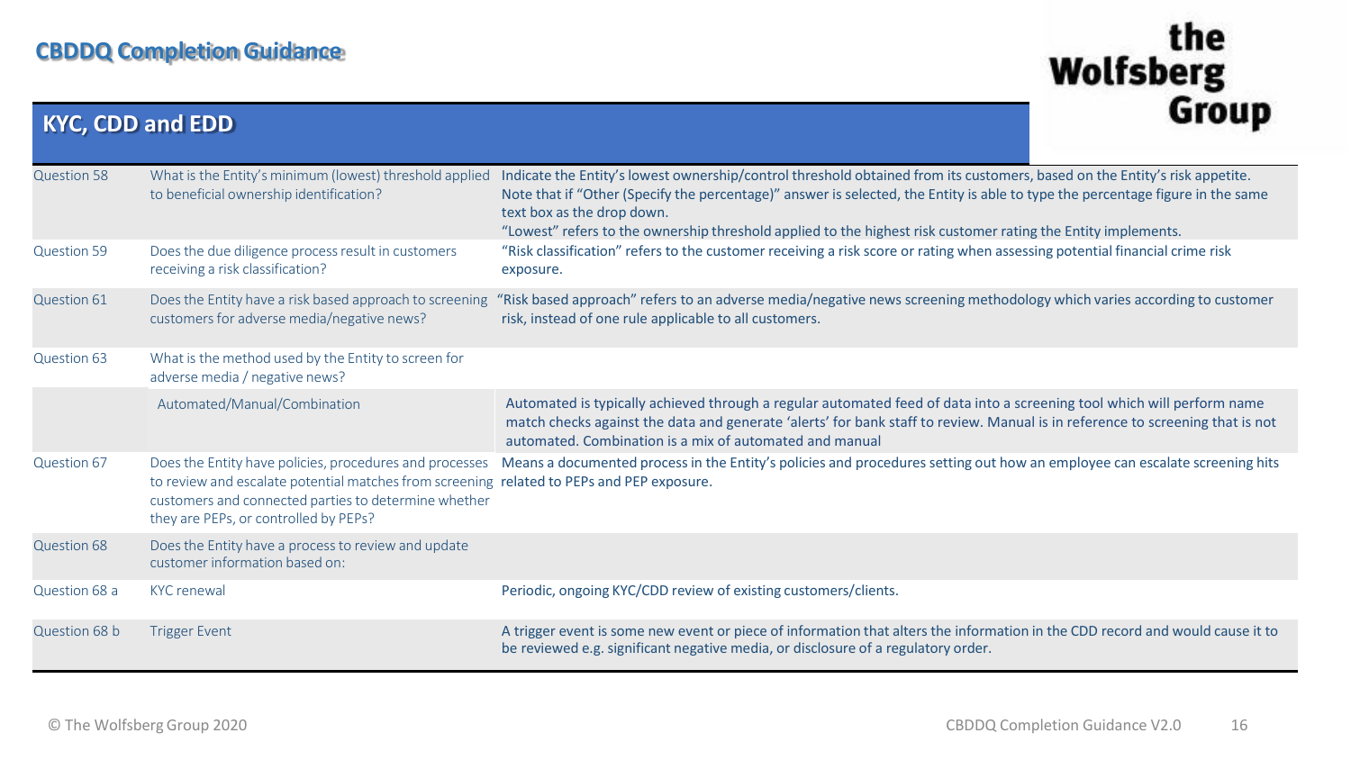## CBDDQ Completion Guidance

### KYC, CDD and EDD

| | | |
|---|---|---|
| Question 58 | What is the Entity's minimum (lowest) threshold applied to beneficial ownership identification? | Indicate the Entity's lowest ownership/control threshold obtained from its customers, based on the Entity's risk appetite. Note that if "Other (Specify the percentage)" answer is selected, the Entity is able to type the percentage figure in the same text box as the drop down. "Lowest" refers to the ownership threshold applied to the highest risk customer rating the Entity implements. |
| Question 59 | Does the due diligence process result in customers receiving a risk classification? | "Risk classification" refers to the customer receiving a risk score or rating when assessing potential financial crime risk exposure. |
| Question 61 | Does the Entity have a risk based approach to screening customers for adverse media/negative news? | "Risk based approach" refers to an adverse media/negative news screening methodology which varies according to customer risk, instead of one rule applicable to all customers. |
| Question 63 | What is the method used by the Entity to screen for adverse media / negative news? | |
| | Automated/Manual/Combination | Automated is typically achieved through a regular automated feed of data into a screening tool which will perform name match checks against the data and generate 'alerts' for bank staff to review. Manual is in reference to screening that is not automated. Combination is a mix of automated and manual |
| Question 67 | Does the Entity have policies, procedures and processes to review and escalate potential matches from screening customers and connected parties to determine whether they are PEPs, or controlled by PEPs? | Means a documented process in the Entity's policies and procedures setting out how an employee can escalate screening hits related to PEPs and PEP exposure. |
| Question 68 | Does the Entity have a process to review and update customer information based on: | |
| Question 68 a | KYC renewal | Periodic, ongoing KYC/CDD review of existing customers/clients. |
| Question 68 b | Trigger Event | A trigger event is some new event or piece of information that alters the information in the CDD record and would cause it to be reviewed e.g. significant negative media, or disclosure of a regulatory order. |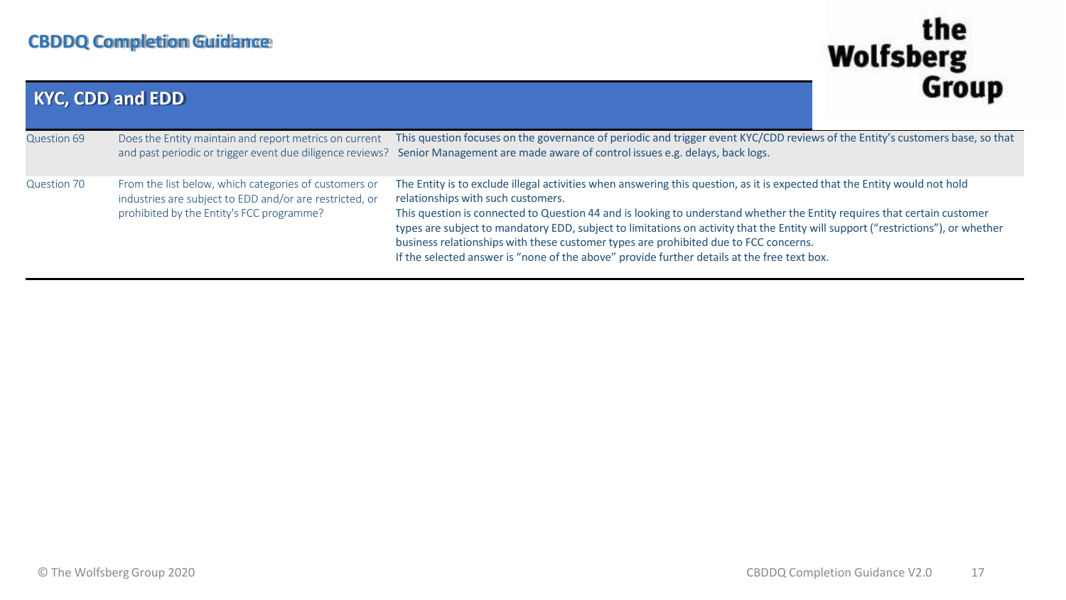## CBDDQ Completion Guidance

### KYC, CDD and EDD

| | | |
|---|---|---|
| Question 69 | Does the Entity maintain and report metrics on current and past periodic or trigger event due diligence reviews? | This question focuses on the governance of periodic and trigger event KYC/CDD reviews of the Entity's customers base, so that Senior Management are made aware of control issues e.g. delays, back logs. |
| Question 70 | From the list below, which categories of customers or industries are subject to EDD and/or are restricted, or prohibited by the Entity's FCC programme? | The Entity is to exclude illegal activities when answering this question, as it is expected that the Entity would not hold relationships with such customers.<br>This question is connected to Question 44 and is looking to understand whether the Entity requires that certain customer types are subject to mandatory EDD, subject to limitations on activity that the Entity will support ("restrictions"), or whether business relationships with these customer types are prohibited due to FCC concerns.<br>If the selected answer is "none of the above" provide further details at the free text box. |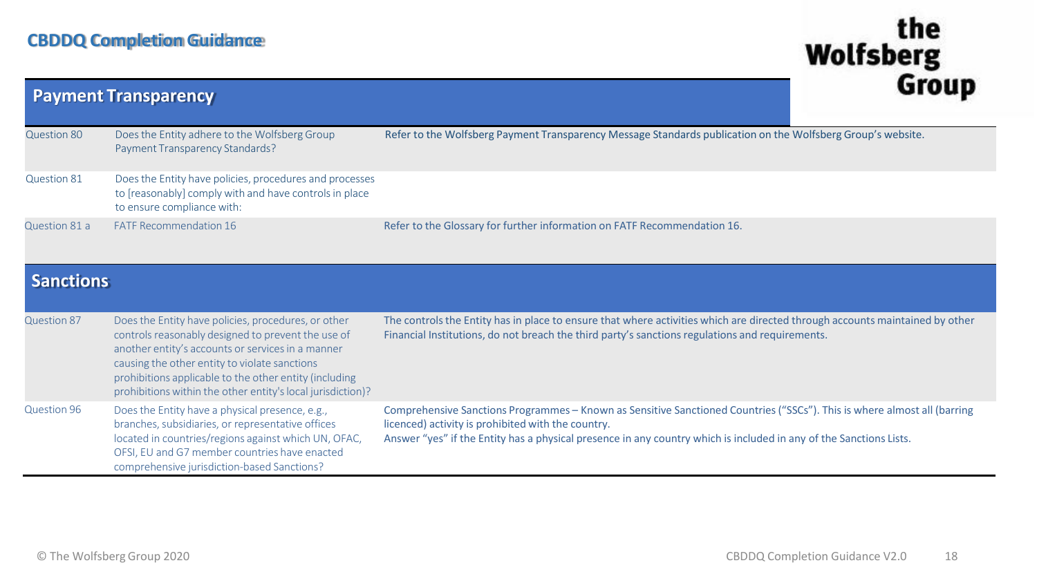## CBDDQ Completion Guidance

### Payment Transparency

| | | |
|---|---|---|
| Question 80 | Does the Entity adhere to the Wolfsberg Group Payment Transparency Standards? | Refer to the Wolfsberg Payment Transparency Message Standards publication on the Wolfsberg Group's website. |
| Question 81 | Does the Entity have policies, procedures and processes to [reasonably] comply with and have controls in place to ensure compliance with: | |
| Question 81 a | FATF Recommendation 16 | Refer to the Glossary for further information on FATF Recommendation 16. |

### Sanctions

| | | |
|---|---|---|
| Question 87 | Does the Entity have policies, procedures, or other controls reasonably designed to prevent the use of another entity's accounts or services in a manner causing the other entity to violate sanctions prohibitions applicable to the other entity (including prohibitions within the other entity's local jurisdiction)? | The controls the Entity has in place to ensure that where activities which are directed through accounts maintained by other Financial Institutions, do not breach the third party's sanctions regulations and requirements. |
| Question 96 | Does the Entity have a physical presence, e.g., branches, subsidiaries, or representative offices located in countries/regions against which UN, OFAC, OFSI, EU and G7 member countries have enacted comprehensive jurisdiction-based Sanctions? | Comprehensive Sanctions Programmes – Known as Sensitive Sanctioned Countries ("SSCs"). This is where almost all (barring licenced) activity is prohibited with the country.<br>Answer "yes" if the Entity has a physical presence in any country which is included in any of the Sanctions Lists. |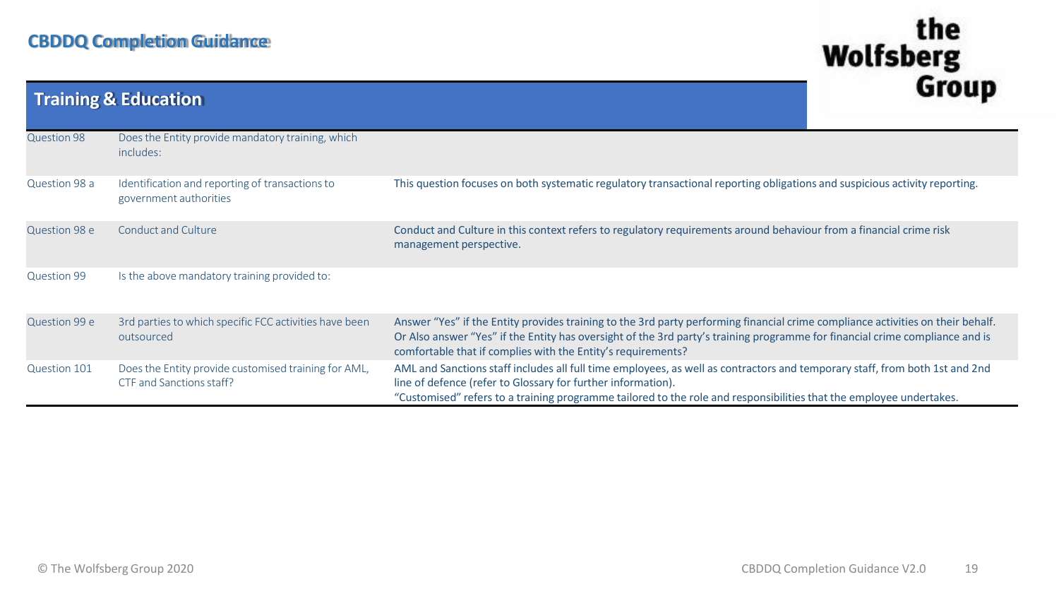## Training & Education

| | | |
|---|---|---|
| Question 98 | Does the Entity provide mandatory training, which includes: | |
| Question 98 a | Identification and reporting of transactions to government authorities | This question focuses on both systematic regulatory transactional reporting obligations and suspicious activity reporting. |
| Question 98 e | Conduct and Culture | Conduct and Culture in this context refers to regulatory requirements around behaviour from a financial crime risk management perspective. |
| Question 99 | Is the above mandatory training provided to: | |
| Question 99 e | 3rd parties to which specific FCC activities have been outsourced | Answer "Yes" if the Entity provides training to the 3rd party performing financial crime compliance activities on their behalf. Or Also answer "Yes" if the Entity has oversight of the 3rd party's training programme for financial crime compliance and is comfortable that if complies with the Entity's requirements? |
| Question 101 | Does the Entity provide customised training for AML, CTF and Sanctions staff? | AML and Sanctions staff includes all full time employees, as well as contractors and temporary staff, from both 1st and 2nd line of defence (refer to Glossary for further information).<br>"Customised" refers to a training programme tailored to the role and responsibilities that the employee undertakes. |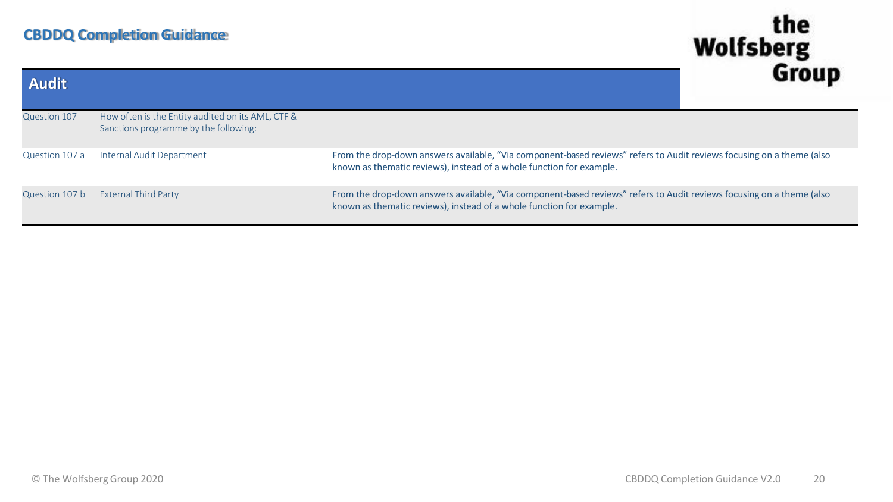## CBDDQ Completion Guidance

### Audit

| | | |
|---|---|---|
| Question 107 | How often is the Entity audited on its AML, CTF & Sanctions programme by the following: | |
| Question 107 a | Internal Audit Department | From the drop-down answers available, “Via component-based reviews” refers to Audit reviews focusing on a theme (also known as thematic reviews), instead of a whole function for example. |
| Question 107 b | External Third Party | From the drop-down answers available, “Via component-based reviews” refers to Audit reviews focusing on a theme (also known as thematic reviews), instead of a whole function for example. |